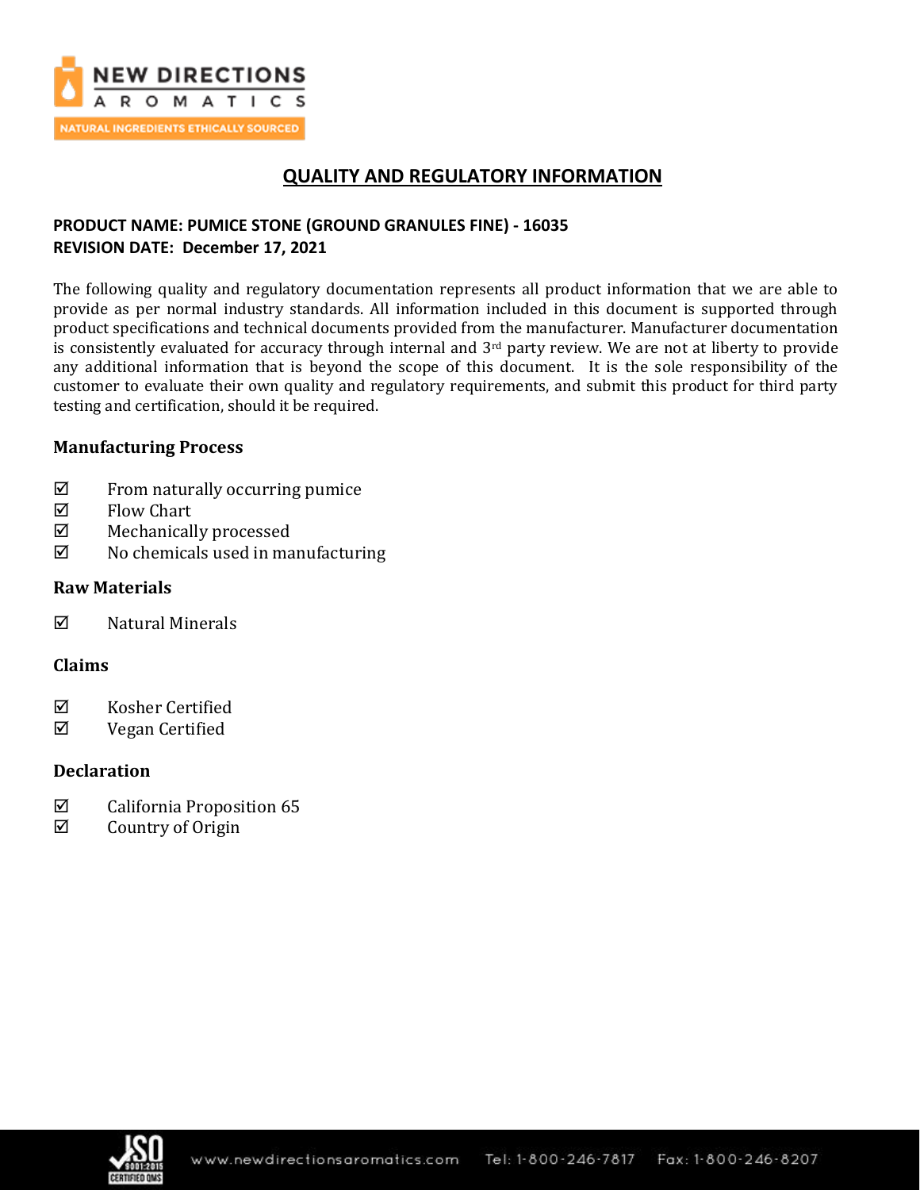# QUALITY AND REGULATORY INFORMATION

**PRODUCT NAME: PUMICE STONE (GROUND GRANULES FINE) - 16035**
**REVISION DATE: December 17, 2021**

The following quality and regulatory documentation represents all product information that we are able to provide as per normal industry standards. All information included in this document is supported through product specifications and technical documents provided from the manufacturer. Manufacturer documentation is consistently evaluated for accuracy through internal and 3rd party review. We are not at liberty to provide any additional information that is beyond the scope of this document. It is the sole responsibility of the customer to evaluate their own quality and regulatory requirements, and submit this product for third party testing and certification, should it be required.

### Manufacturing Process

- ☑ From naturally occurring pumice
- ☑ Flow Chart
- ☑ Mechanically processed
- ☑ No chemicals used in manufacturing

### Raw Materials

- ☑ Natural Minerals

### Claims

- ☑ Kosher Certified
- ☑ Vegan Certified

### Declaration

- ☑ California Proposition 65
- ☑ Country of Origin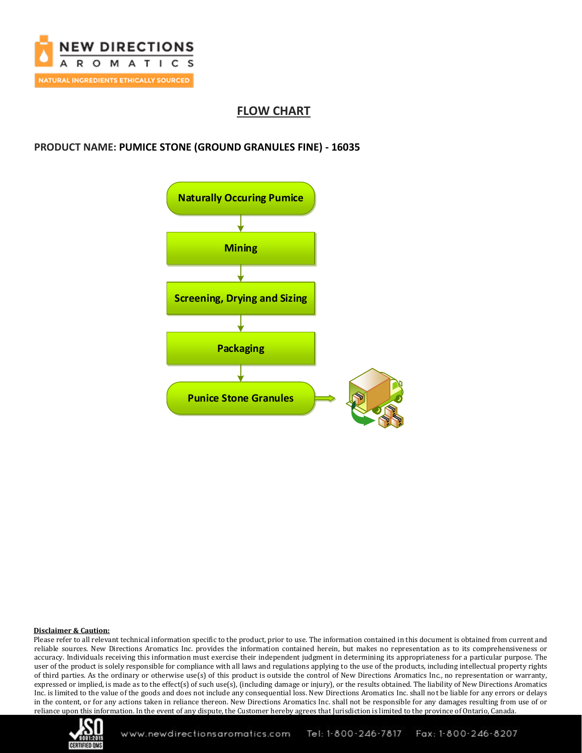## FLOW CHART

**PRODUCT NAME: PUMICE STONE (GROUND GRANULES FINE) - 16035**

Naturally Occuring Pumice

↓

Mining

↓

Screening, Drying and Sizing

↓

Packaging

↓

Punice Stone Granules

**Disclaimer & Caution:**

Please refer to all relevant technical information specific to the product, prior to use. The information contained in this document is obtained from current and reliable sources. New Directions Aromatics Inc. provides the information contained herein, but makes no representation as to its comprehensiveness or accuracy. Individuals receiving this information must exercise their independent judgment in determining its appropriateness for a particular purpose. The user of the product is solely responsible for compliance with all laws and regulations applying to the use of the products, including intellectual property rights of third parties. As the ordinary or otherwise use(s) of this product is outside the control of New Directions Aromatics Inc., no representation or warranty, expressed or implied, is made as to the effect(s) of such use(s), (including damage or injury), or the results obtained. The liability of New Directions Aromatics Inc. is limited to the value of the goods and does not include any consequential loss. New Directions Aromatics Inc. shall not be liable for any errors or delays in the content, or for any actions taken in reliance thereon. New Directions Aromatics Inc. shall not be responsible for any damages resulting from use of or reliance upon this information. In the event of any dispute, the Customer hereby agrees that Jurisdiction is limited to the province of Ontario, Canada.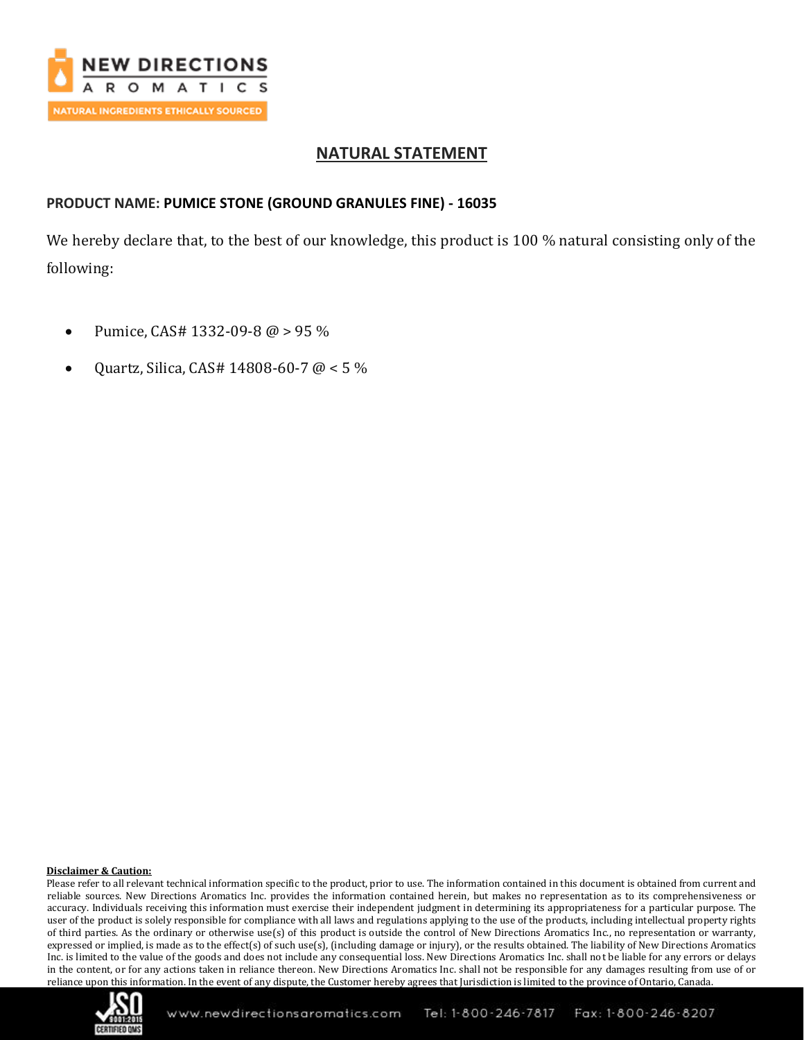## NATURAL STATEMENT

**PRODUCT NAME: PUMICE STONE (GROUND GRANULES FINE) - 16035**

We hereby declare that, to the best of our knowledge, this product is 100 % natural consisting only of the following:

- Pumice, CAS# 1332-09-8 @ > 95 %
- Quartz, Silica, CAS# 14808-60-7 @ < 5 %

**Disclaimer & Caution:**

Please refer to all relevant technical information specific to the product, prior to use. The information contained in this document is obtained from current and reliable sources. New Directions Aromatics Inc. provides the information contained herein, but makes no representation as to its comprehensiveness or accuracy. Individuals receiving this information must exercise their independent judgment in determining its appropriateness for a particular purpose. The user of the product is solely responsible for compliance with all laws and regulations applying to the use of the products, including intellectual property rights of third parties. As the ordinary or otherwise use(s) of this product is outside the control of New Directions Aromatics Inc., no representation or warranty, expressed or implied, is made as to the effect(s) of such use(s), (including damage or injury), or the results obtained. The liability of New Directions Aromatics Inc. is limited to the value of the goods and does not include any consequential loss. New Directions Aromatics Inc. shall not be liable for any errors or delays in the content, or for any actions taken in reliance thereon. New Directions Aromatics Inc. shall not be responsible for any damages resulting from use of or reliance upon this information. In the event of any dispute, the Customer hereby agrees that Jurisdiction is limited to the province of Ontario, Canada.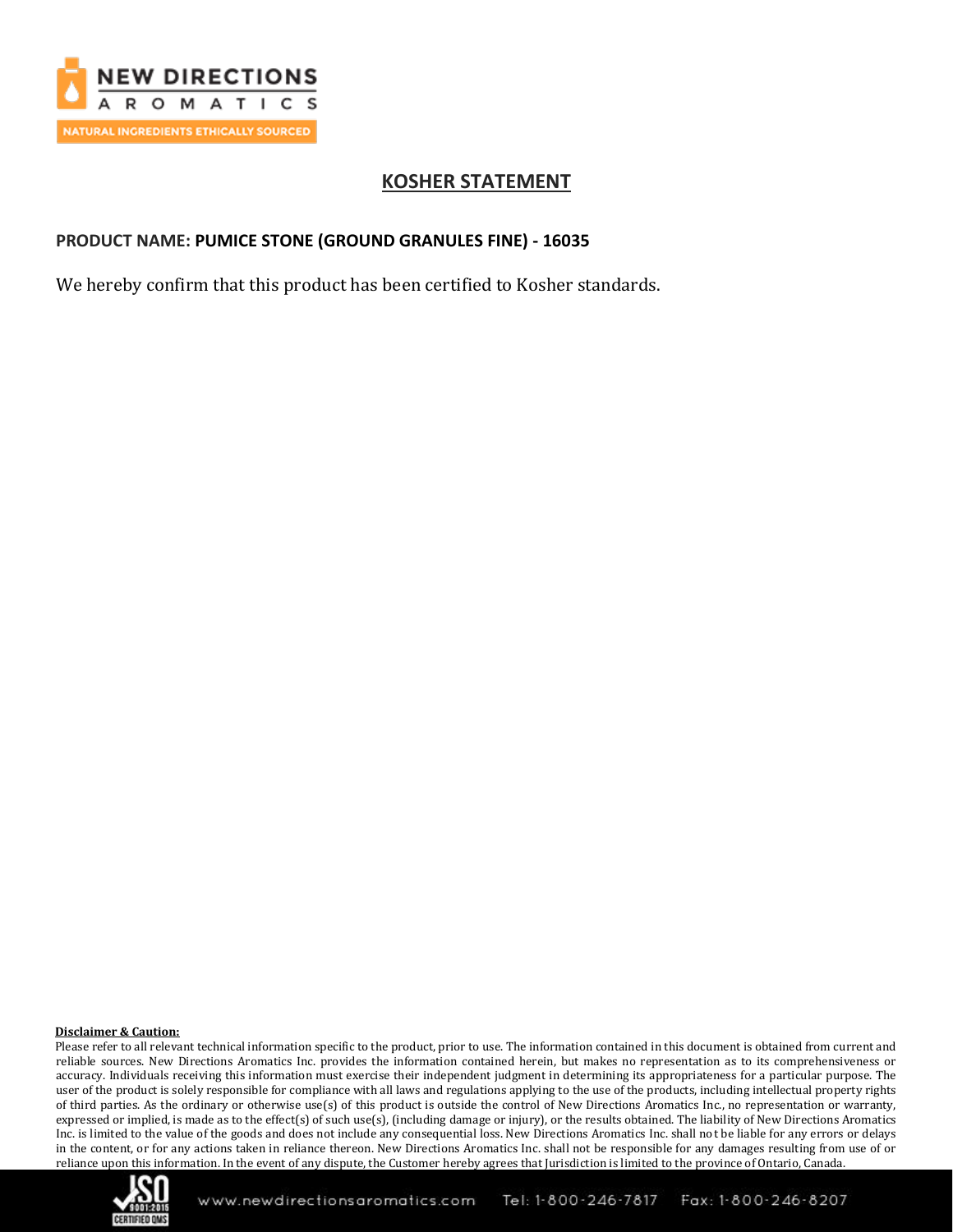# KOSHER STATEMENT

**PRODUCT NAME: PUMICE STONE (GROUND GRANULES FINE) - 16035**

We hereby confirm that this product has been certified to Kosher standards.

**Disclaimer & Caution:**

Please refer to all relevant technical information specific to the product, prior to use. The information contained in this document is obtained from current and reliable sources. New Directions Aromatics Inc. provides the information contained herein, but makes no representation as to its comprehensiveness or accuracy. Individuals receiving this information must exercise their independent judgment in determining its appropriateness for a particular purpose. The user of the product is solely responsible for compliance with all laws and regulations applying to the use of the products, including intellectual property rights of third parties. As the ordinary or otherwise use(s) of this product is outside the control of New Directions Aromatics Inc., no representation or warranty, expressed or implied, is made as to the effect(s) of such use(s), (including damage or injury), or the results obtained. The liability of New Directions Aromatics Inc. is limited to the value of the goods and does not include any consequential loss. New Directions Aromatics Inc. shall not be liable for any errors or delays in the content, or for any actions taken in reliance thereon. New Directions Aromatics Inc. shall not be responsible for any damages resulting from use of or reliance upon this information. In the event of any dispute, the Customer hereby agrees that Jurisdiction is limited to the province of Ontario, Canada.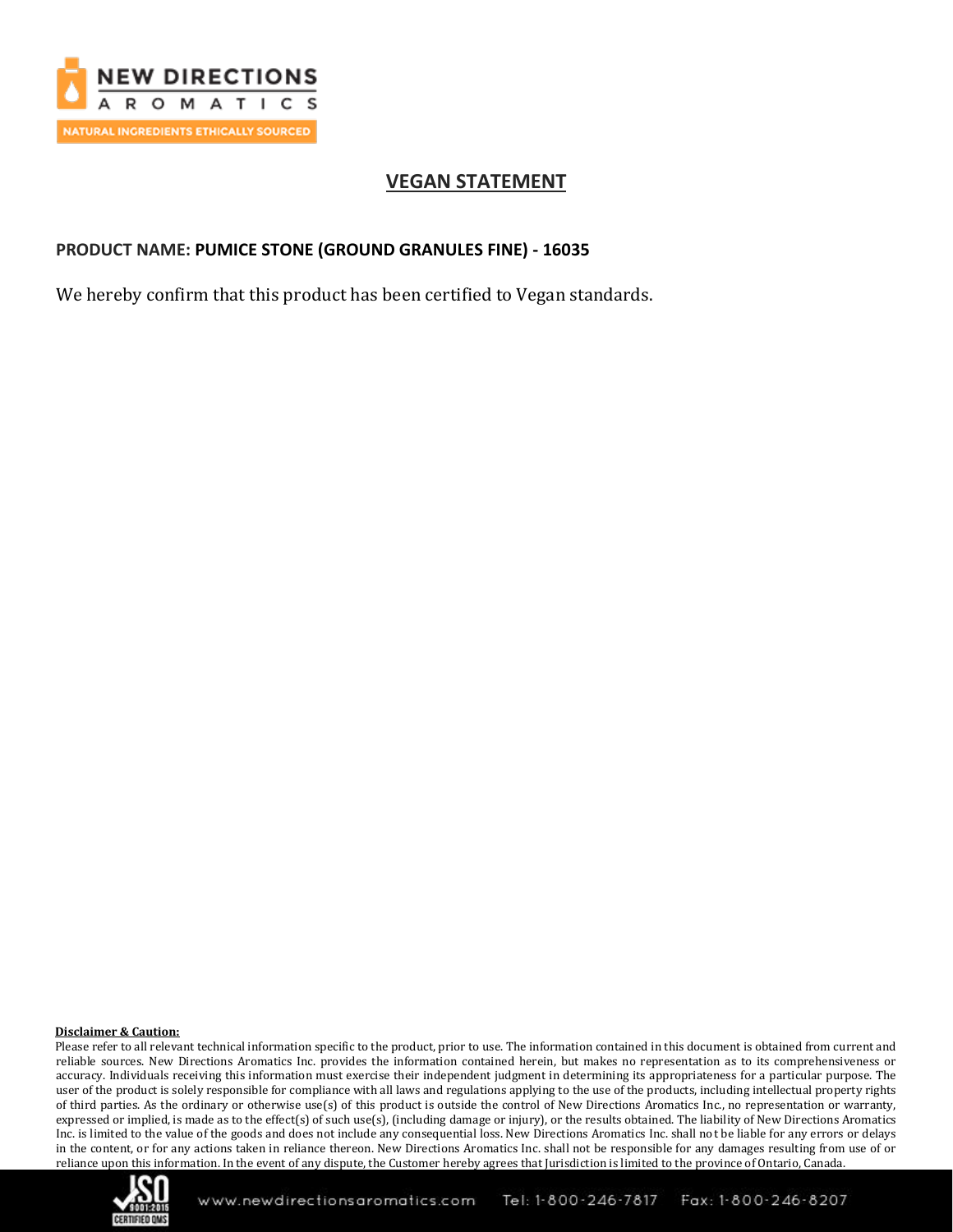# VEGAN STATEMENT

**PRODUCT NAME: PUMICE STONE (GROUND GRANULES FINE) - 16035**

We hereby confirm that this product has been certified to Vegan standards.

**Disclaimer & Caution:**

Please refer to all relevant technical information specific to the product, prior to use. The information contained in this document is obtained from current and reliable sources. New Directions Aromatics Inc. provides the information contained herein, but makes no representation as to its comprehensiveness or accuracy. Individuals receiving this information must exercise their independent judgment in determining its appropriateness for a particular purpose. The user of the product is solely responsible for compliance with all laws and regulations applying to the use of the products, including intellectual property rights of third parties. As the ordinary or otherwise use(s) of this product is outside the control of New Directions Aromatics Inc., no representation or warranty, expressed or implied, is made as to the effect(s) of such use(s), (including damage or injury), or the results obtained. The liability of New Directions Aromatics Inc. is limited to the value of the goods and does not include any consequential loss. New Directions Aromatics Inc. shall not be liable for any errors or delays in the content, or for any actions taken in reliance thereon. New Directions Aromatics Inc. shall not be responsible for any damages resulting from use of or reliance upon this information. In the event of any dispute, the Customer hereby agrees that Jurisdiction is limited to the province of Ontario, Canada.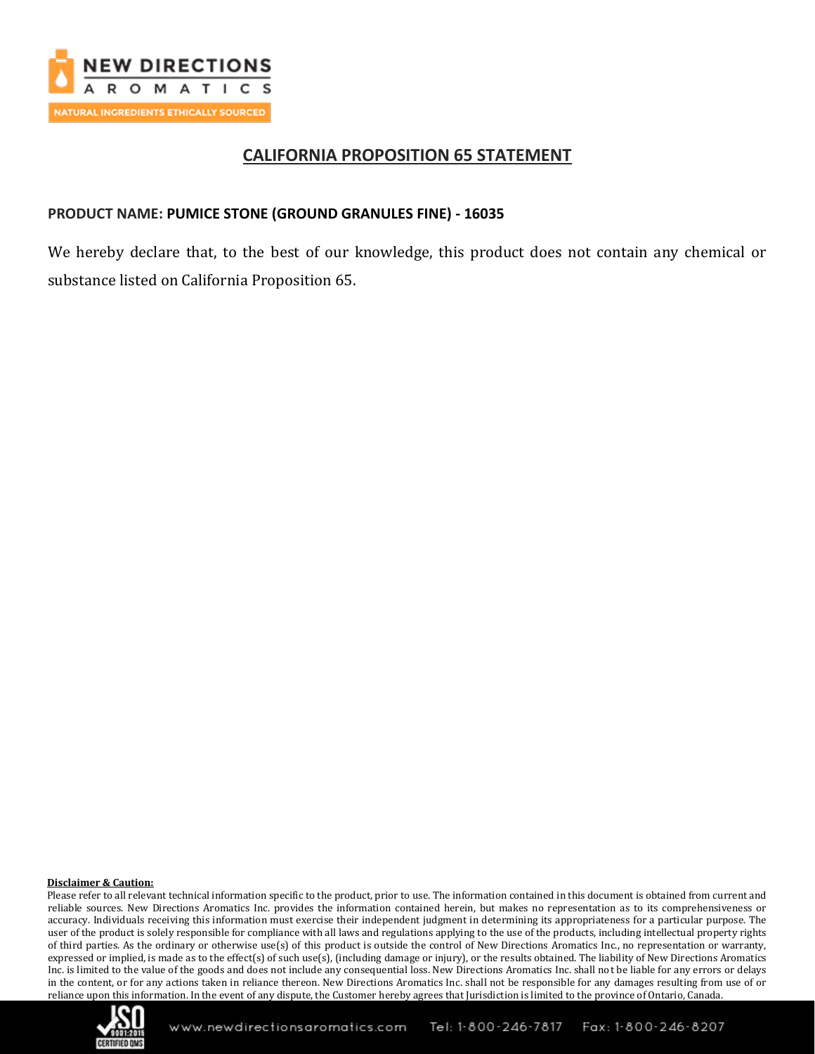# CALIFORNIA PROPOSITION 65 STATEMENT

**PRODUCT NAME: PUMICE STONE (GROUND GRANULES FINE) - 16035**

We hereby declare that, to the best of our knowledge, this product does not contain any chemical or substance listed on California Proposition 65.

**Disclaimer & Caution:**

Please refer to all relevant technical information specific to the product, prior to use. The information contained in this document is obtained from current and reliable sources. New Directions Aromatics Inc. provides the information contained herein, but makes no representation as to its comprehensiveness or accuracy. Individuals receiving this information must exercise their independent judgment in determining its appropriateness for a particular purpose. The user of the product is solely responsible for compliance with all laws and regulations applying to the use of the products, including intellectual property rights of third parties. As the ordinary or otherwise use(s) of this product is outside the control of New Directions Aromatics Inc., no representation or warranty, expressed or implied, is made as to the effect(s) of such use(s), (including damage or injury), or the results obtained. The liability of New Directions Aromatics Inc. is limited to the value of the goods and does not include any consequential loss. New Directions Aromatics Inc. shall not be liable for any errors or delays in the content, or for any actions taken in reliance thereon. New Directions Aromatics Inc. shall not be responsible for any damages resulting from use of or reliance upon this information. In the event of any dispute, the Customer hereby agrees that Jurisdiction is limited to the province of Ontario, Canada.

www.newdirectionsaromatics.com Tel: 1-800-246-7817 Fax: 1-800-246-8207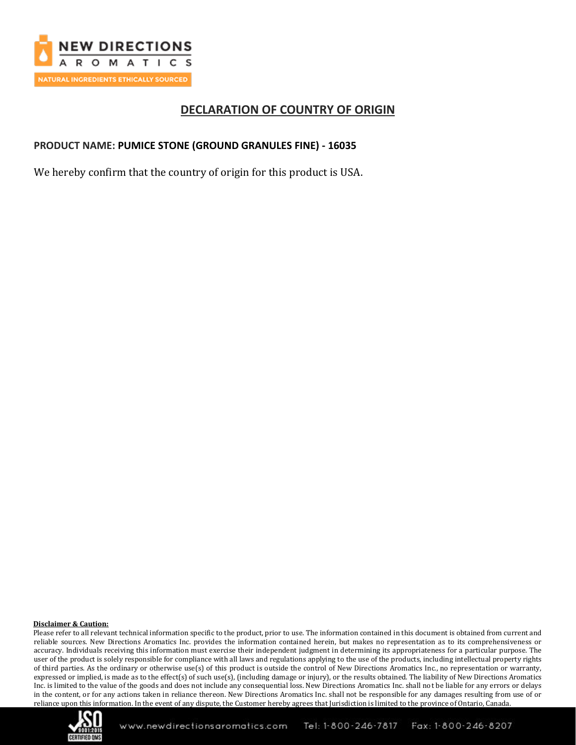## DECLARATION OF COUNTRY OF ORIGIN

**PRODUCT NAME: PUMICE STONE (GROUND GRANULES FINE) - 16035**

We hereby confirm that the country of origin for this product is USA.

**Disclaimer & Caution:**

Please refer to all relevant technical information specific to the product, prior to use. The information contained in this document is obtained from current and reliable sources. New Directions Aromatics Inc. provides the information contained herein, but makes no representation as to its comprehensiveness or accuracy. Individuals receiving this information must exercise their independent judgment in determining its appropriateness for a particular purpose. The user of the product is solely responsible for compliance with all laws and regulations applying to the use of the products, including intellectual property rights of third parties. As the ordinary or otherwise use(s) of this product is outside the control of New Directions Aromatics Inc., no representation or warranty, expressed or implied, is made as to the effect(s) of such use(s), (including damage or injury), or the results obtained. The liability of New Directions Aromatics Inc. is limited to the value of the goods and does not include any consequential loss. New Directions Aromatics Inc. shall not be liable for any errors or delays in the content, or for any actions taken in reliance thereon. New Directions Aromatics Inc. shall not be responsible for any damages resulting from use of or reliance upon this information. In the event of any dispute, the Customer hereby agrees that Jurisdiction is limited to the province of Ontario, Canada.